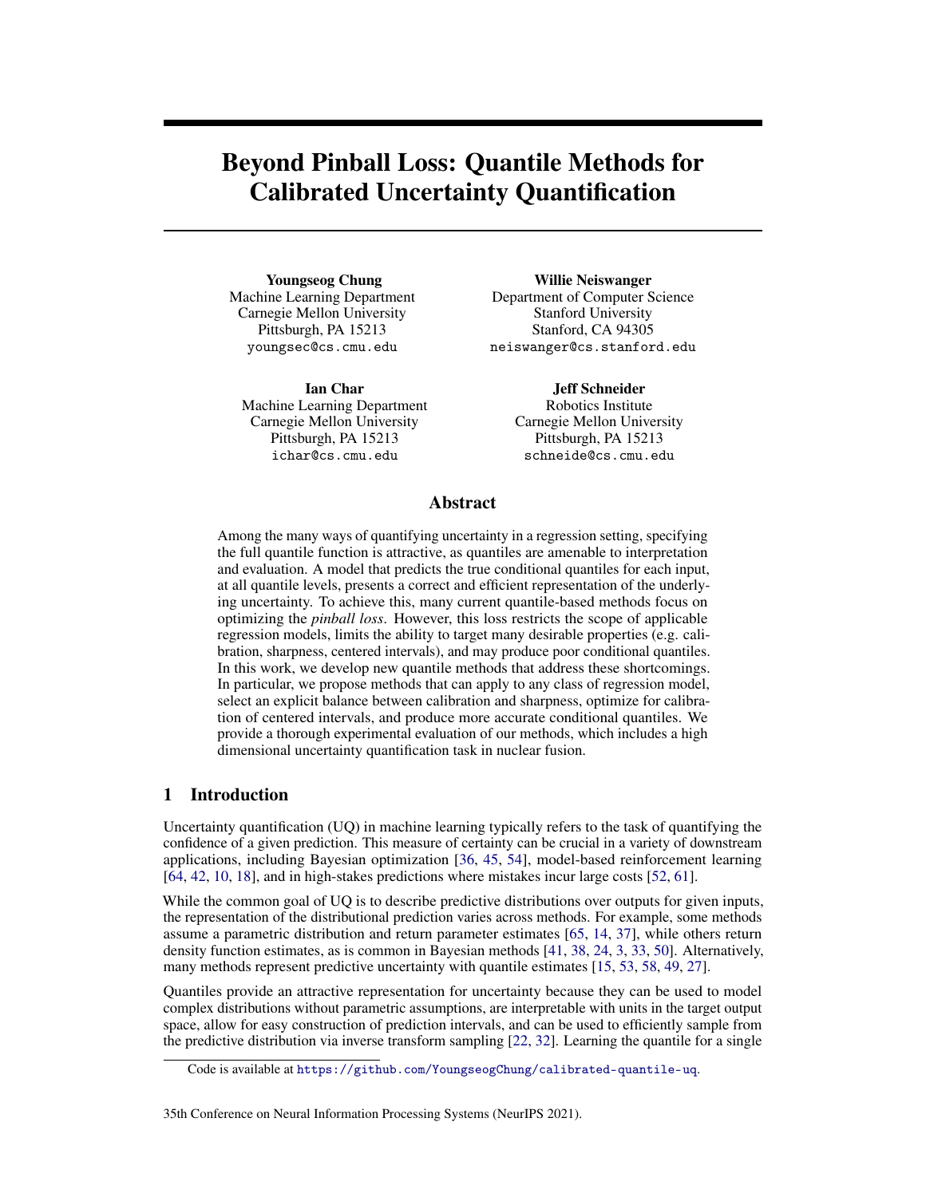# Beyond Pinball Loss: Quantile Methods for Calibrated Uncertainty Quantification

**Youngseog Chung**
Machine Learning Department
Carnegie Mellon University
Pittsburgh, PA 15213
youngsec@cs.cmu.edu

**Willie Neiswanger**
Department of Computer Science
Stanford University
Stanford, CA 94305
neiswanger@cs.stanford.edu

**Ian Char**
Machine Learning Department
Carnegie Mellon University
Pittsburgh, PA 15213
ichar@cs.cmu.edu

**Jeff Schneider**
Robotics Institute
Carnegie Mellon University
Pittsburgh, PA 15213
schneide@cs.cmu.edu

## Abstract

Among the many ways of quantifying uncertainty in a regression setting, specifying the full quantile function is attractive, as quantiles are amenable to interpretation and evaluation. A model that predicts the true conditional quantiles for each input, at all quantile levels, presents a correct and efficient representation of the underlying uncertainty. To achieve this, many current quantile-based methods focus on optimizing the *pinball loss*. However, this loss restricts the scope of applicable regression models, limits the ability to target many desirable properties (e.g. calibration, sharpness, centered intervals), and may produce poor conditional quantiles. In this work, we develop new quantile methods that address these shortcomings. In particular, we propose methods that can apply to any class of regression model, select an explicit balance between calibration and sharpness, optimize for calibration of centered intervals, and produce more accurate conditional quantiles. We provide a thorough experimental evaluation of our methods, which includes a high dimensional uncertainty quantification task in nuclear fusion.

## 1 Introduction

Uncertainty quantification (UQ) in machine learning typically refers to the task of quantifying the confidence of a given prediction. This measure of certainty can be crucial in a variety of downstream applications, including Bayesian optimization [36, 45, 54], model-based reinforcement learning [64, 42, 10, 18], and in high-stakes predictions where mistakes incur large costs [52, 61].

While the common goal of UQ is to describe predictive distributions over outputs for given inputs, the representation of the distributional prediction varies across methods. For example, some methods assume a parametric distribution and return parameter estimates [65, 14, 37], while others return density function estimates, as is common in Bayesian methods [41, 38, 24, 3, 33, 50]. Alternatively, many methods represent predictive uncertainty with quantile estimates [15, 53, 58, 49, 27].

Quantiles provide an attractive representation for uncertainty because they can be used to model complex distributions without parametric assumptions, are interpretable with units in the target output space, allow for easy construction of prediction intervals, and can be used to efficiently sample from the predictive distribution via inverse transform sampling [22, 32]. Learning the quantile for a single

Code is available at https://github.com/YoungseogChung/calibrated-quantile-uq.

35th Conference on Neural Information Processing Systems (NeurIPS 2021).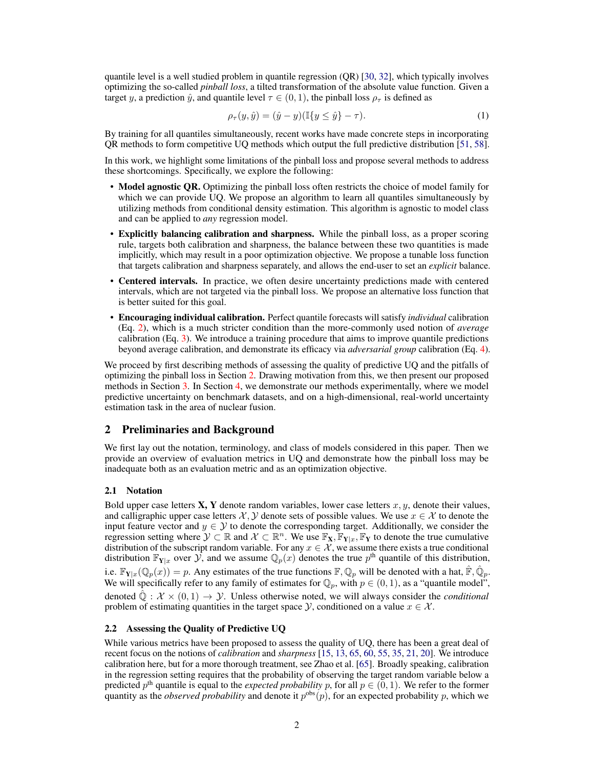quantile level is a well studied problem in quantile regression (QR) [30, 32], which typically involves optimizing the so-called *pinball loss*, a tilted transformation of the absolute value function. Given a target $y$, a prediction $\hat{y}$, and quantile level $\tau \in (0, 1)$, the pinball loss $\rho_\tau$ is defined as

$$\rho_\tau(y, \hat{y}) = (\hat{y} - y)(\mathbb{I}\{y \leq \hat{y}\} - \tau). \tag{1}$$

By training for all quantiles simultaneously, recent works have made concrete steps in incorporating QR methods to form competitive UQ methods which output the full predictive distribution [51, 58].

In this work, we highlight some limitations of the pinball loss and propose several methods to address these shortcomings. Specifically, we explore the following:

- **Model agnostic QR.** Optimizing the pinball loss often restricts the choice of model family for which we can provide UQ. We propose an algorithm to learn all quantiles simultaneously by utilizing methods from conditional density estimation. This algorithm is agnostic to model class and can be applied to *any* regression model.
- **Explicitly balancing calibration and sharpness.** While the pinball loss, as a proper scoring rule, targets both calibration and sharpness, the balance between these two quantities is made implicitly, which may result in a poor optimization objective. We propose a tunable loss function that targets calibration and sharpness separately, and allows the end-user to set an *explicit* balance.
- **Centered intervals.** In practice, we often desire uncertainty predictions made with centered intervals, which are not targeted via the pinball loss. We propose an alternative loss function that is better suited for this goal.
- **Encouraging individual calibration.** Perfect quantile forecasts will satisfy *individual* calibration (Eq. 2), which is a much stricter condition than the more-commonly used notion of *average* calibration (Eq. 3). We introduce a training procedure that aims to improve quantile predictions beyond average calibration, and demonstrate its efficacy via *adversarial group* calibration (Eq. 4).

We proceed by first describing methods of assessing the quality of predictive UQ and the pitfalls of optimizing the pinball loss in Section 2. Drawing motivation from this, we then present our proposed methods in Section 3. In Section 4, we demonstrate our methods experimentally, where we model predictive uncertainty on benchmark datasets, and on a high-dimensional, real-world uncertainty estimation task in the area of nuclear fusion.

## 2 Preliminaries and Background

We first lay out the notation, terminology, and class of models considered in this paper. Then we provide an overview of evaluation metrics in UQ and demonstrate how the pinball loss may be inadequate both as an evaluation metric and as an optimization objective.

### 2.1 Notation

Bold upper case letters $\mathbf{X}, \mathbf{Y}$ denote random variables, lower case letters $x, y$, denote their values, and calligraphic upper case letters $\mathcal{X}, \mathcal{Y}$ denote sets of possible values. We use $x \in \mathcal{X}$ to denote the input feature vector and $y \in \mathcal{Y}$ to denote the corresponding target. Additionally, we consider the regression setting where $\mathcal{Y} \subset \mathbb{R}$ and $\mathcal{X} \subset \mathbb{R}^n$. We use $\mathbb{F}_\mathbf{X}, \mathbb{F}_{\mathbf{Y}|x}, \mathbb{F}_\mathbf{Y}$ to denote the true cumulative distribution of the subscript random variable. For any $x \in \mathcal{X}$, we assume there exists a true conditional distribution $\mathbb{F}_{\mathbf{Y}|x}$ over $\mathcal{Y}$, and we assume $\mathbb{Q}_p(x)$ denotes the true $p^{\text{th}}$ quantile of this distribution, i.e. $\mathbb{F}_{\mathbf{Y}|x}(\mathbb{Q}_p(x)) = p$. Any estimates of the true functions $\mathbb{F}, \mathbb{Q}_p$ will be denoted with a hat, $\hat{\mathbb{F}}, \hat{\mathbb{Q}}_p$. We will specifically refer to any family of estimates for $\mathbb{Q}_p$, with $p \in (0, 1)$, as a "quantile model", denoted $\hat{\mathbb{Q}} : \mathcal{X} \times (0, 1) \to \mathcal{Y}$. Unless otherwise noted, we will always consider the *conditional* problem of estimating quantities in the target space $\mathcal{Y}$, conditioned on a value $x \in \mathcal{X}$.

### 2.2 Assessing the Quality of Predictive UQ

While various metrics have been proposed to assess the quality of UQ, there has been a great deal of recent focus on the notions of *calibration* and *sharpness* [15, 13, 65, 60, 55, 35, 21, 20]. We introduce calibration here, but for a more thorough treatment, see Zhao et al. [65]. Broadly speaking, calibration in the regression setting requires that the probability of observing the target random variable below a predicted $p^{\text{th}}$ quantile is equal to the *expected probability* $p$, for all $p \in (0, 1)$. We refer to the former quantity as the *observed probability* and denote it $p^{\text{obs}}(p)$, for an expected probability $p$, which we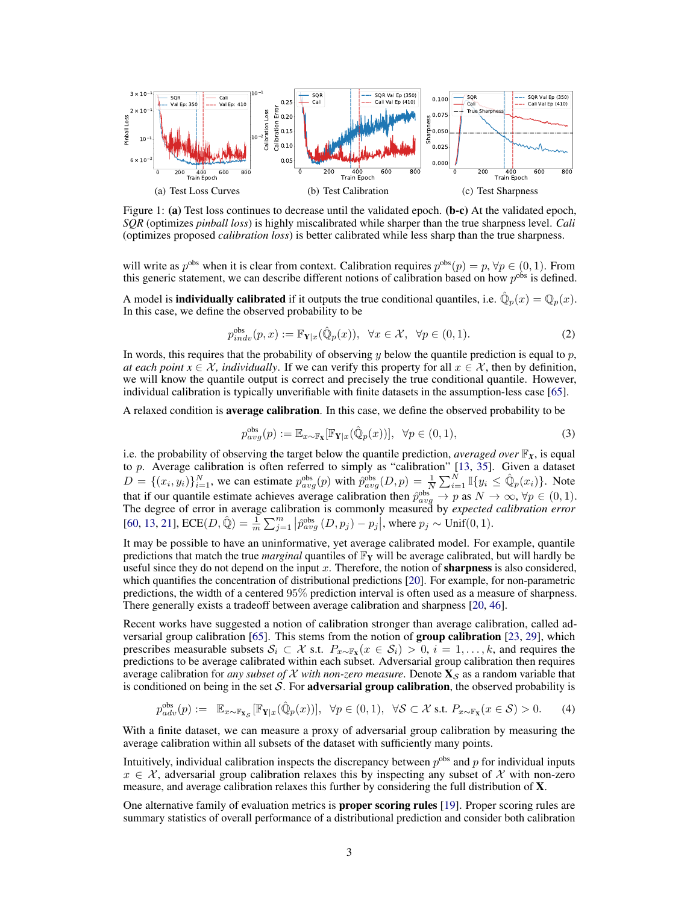(a) Test Loss Curves (b) Test Calibration (c) Test Sharpness

Figure 1: **(a)** Test loss continues to decrease until the validated epoch. **(b-c)** At the validated epoch, *SQR* (optimizes *pinball loss*) is highly miscalibrated while sharper than the true sharpness level. *Cali* (optimizes proposed *calibration loss*) is better calibrated while less sharp than the true sharpness.

will write as $p^{\text{obs}}$ when it is clear from context. Calibration requires $p^{\text{obs}}(p) = p, \forall p \in (0, 1)$. From this generic statement, we can describe different notions of calibration based on how $p^{\text{obs}}$ is defined.

A model is **individually calibrated** if it outputs the true conditional quantiles, i.e. $\hat{\mathbb{Q}}_p(x) = \mathbb{Q}_p(x)$. In this case, we define the observed probability to be

$$p^{\text{obs}}_{indv}(p, x) := \mathbb{F}_{\mathbf{Y}|x}(\hat{\mathbb{Q}}_p(x)), \quad \forall x \in \mathcal{X}, \quad \forall p \in (0, 1). \tag{2}$$

In words, this requires that the probability of observing $y$ below the quantile prediction is equal to $p$, *at each point* $x \in \mathcal{X}$, *individually*. If we can verify this property for all $x \in \mathcal{X}$, then by definition, we will know the quantile output is correct and precisely the true conditional quantile. However, individual calibration is typically unverifiable with finite datasets in the assumption-less case [65].

A relaxed condition is **average calibration**. In this case, we define the observed probability to be

$$p^{\text{obs}}_{avg}(p) := \mathbb{E}_{x \sim \mathbb{F}_{\mathbf{X}}}[\mathbb{F}_{\mathbf{Y}|x}(\hat{\mathbb{Q}}_p(x))], \quad \forall p \in (0, 1), \tag{3}$$

i.e. the probability of observing the target below the quantile prediction, *averaged over* $\mathbb{F}_{\boldsymbol{X}}$, is equal to $p$. Average calibration is often referred to simply as "calibration" [13, 35]. Given a dataset $D = \{(x_i, y_i)\}_{i=1}^N$, we can estimate $p^{\text{obs}}_{avg}(p)$ with $\hat{p}^{\text{obs}}_{avg}(D, p) = \frac{1}{N}\sum_{i=1}^N \mathbb{I}\{y_i \leq \hat{\mathbb{Q}}_p(x_i)\}$. Note that if our quantile estimate achieves average calibration then $\hat{p}^{\text{obs}}_{avg} \to p$ as $N \to \infty, \forall p \in (0, 1)$. The degree of error in average calibration is commonly measured by *expected calibration error* [60, 13, 21], $\text{ECE}(D, \hat{\mathbb{Q}}) = \frac{1}{m}\sum_{j=1}^m \left|\hat{p}^{\text{obs}}_{avg}(D, p_j) - p_j\right|$, where $p_j \sim \text{Unif}(0, 1)$.

It may be possible to have an uninformative, yet average calibrated model. For example, quantile predictions that match the true *marginal* quantiles of $\mathbb{F}_{\mathbf{Y}}$ will be average calibrated, but will hardly be useful since they do not depend on the input $x$. Therefore, the notion of **sharpness** is also considered, which quantifies the concentration of distributional predictions [20]. For example, for non-parametric predictions, the width of a centered 95% prediction interval is often used as a measure of sharpness. There generally exists a tradeoff between average calibration and sharpness [20, 46].

Recent works have suggested a notion of calibration stronger than average calibration, called adversarial group calibration [65]. This stems from the notion of **group calibration** [23, 29], which prescribes measurable subsets $\mathcal{S}_i \subset \mathcal{X}$ s.t. $P_{x \sim \mathbb{F}_{\mathbf{X}}}(x \in \mathcal{S}_i) > 0$, $i = 1, \ldots, k$, and requires the predictions to be average calibrated within each subset. Adversarial group calibration then requires average calibration for *any subset of* $\mathcal{X}$ *with non-zero measure*. Denote $\mathbf{X}_{\mathcal{S}}$ as a random variable that is conditioned on being in the set $\mathcal{S}$. For **adversarial group calibration**, the observed probability is

$$p^{\text{obs}}_{adv}(p) := \mathbb{E}_{x \sim \mathbb{F}_{\mathbf{X}_{\mathcal{S}}}}[\mathbb{F}_{\mathbf{Y}|x}(\hat{\mathbb{Q}}_p(x))], \quad \forall p \in (0, 1), \quad \forall \mathcal{S} \subset \mathcal{X} \text{ s.t. } P_{x \sim \mathbb{F}_{\mathbf{X}}}(x \in \mathcal{S}) > 0. \tag{4}$$

With a finite dataset, we can measure a proxy of adversarial group calibration by measuring the average calibration within all subsets of the dataset with sufficiently many points.

Intuitively, individual calibration inspects the discrepancy between $p^{\text{obs}}$ and $p$ for individual inputs $x \in \mathcal{X}$, adversarial group calibration relaxes this by inspecting any subset of $\mathcal{X}$ with non-zero measure, and average calibration relaxes this further by considering the full distribution of $\mathbf{X}$.

One alternative family of evaluation metrics is **proper scoring rules** [19]. Proper scoring rules are summary statistics of overall performance of a distributional prediction and consider both calibration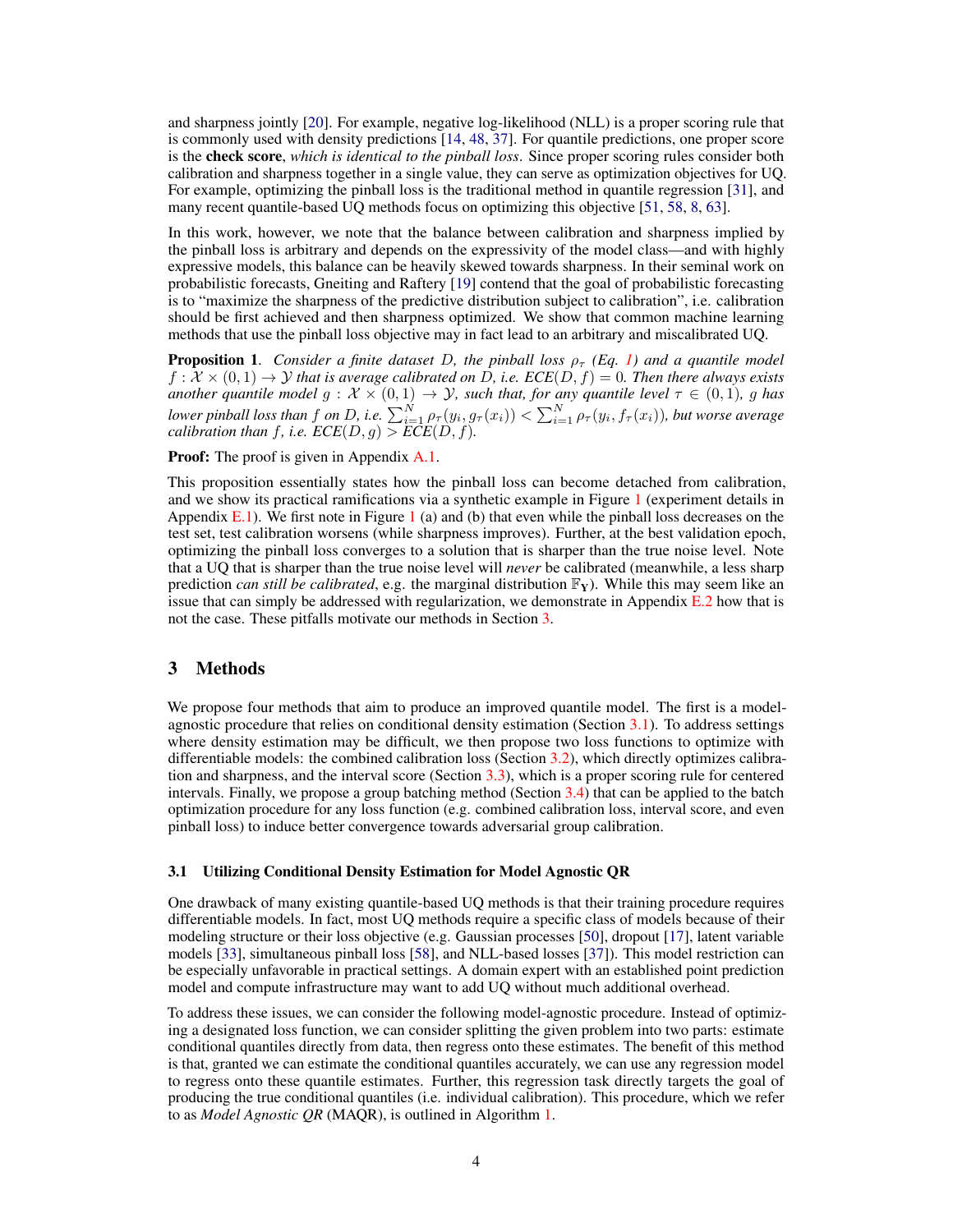and sharpness jointly [20]. For example, negative log-likelihood (NLL) is a proper scoring rule that is commonly used with density predictions [14, 48, 37]. For quantile predictions, one proper score is the **check score**, *which is identical to the pinball loss*. Since proper scoring rules consider both calibration and sharpness together in a single value, they can serve as optimization objectives for UQ. For example, optimizing the pinball loss is the traditional method in quantile regression [31], and many recent quantile-based UQ methods focus on optimizing this objective [51, 58, 8, 63].

In this work, however, we note that the balance between calibration and sharpness implied by the pinball loss is arbitrary and depends on the expressivity of the model class—and with highly expressive models, this balance can be heavily skewed towards sharpness. In their seminal work on probabilistic forecasts, Gneiting and Raftery [19] contend that the goal of probabilistic forecasting is to "maximize the sharpness of the predictive distribution subject to calibration", i.e. calibration should be first achieved and then sharpness optimized. We show that common machine learning methods that use the pinball loss objective may in fact lead to an arbitrary and miscalibrated UQ.

**Proposition 1**. *Consider a finite dataset $D$, the pinball loss $\rho_\tau$ (Eq. 1) and a quantile model $f : \mathcal{X} \times (0, 1) \to \mathcal{Y}$ that is average calibrated on $D$, i.e. $ECE(D, f) = 0$. Then there always exists another quantile model $g : \mathcal{X} \times (0, 1) \to \mathcal{Y}$, such that, for any quantile level $\tau \in (0, 1)$, $g$ has lower pinball loss than $f$ on $D$, i.e. $\sum_{i=1}^{N} \rho_\tau(y_i, g_\tau(x_i)) < \sum_{i=1}^{N} \rho_\tau(y_i, f_\tau(x_i))$, but worse average calibration than $f$, i.e. $ECE(D, g) > ECE(D, f)$.*

**Proof:** The proof is given in Appendix A.1.

This proposition essentially states how the pinball loss can become detached from calibration, and we show its practical ramifications via a synthetic example in Figure 1 (experiment details in Appendix E.1). We first note in Figure 1 (a) and (b) that even while the pinball loss decreases on the test set, test calibration worsens (while sharpness improves). Further, at the best validation epoch, optimizing the pinball loss converges to a solution that is sharper than the true noise level. Note that a UQ that is sharper than the true noise level will *never* be calibrated (meanwhile, a less sharp prediction *can still be calibrated*, e.g. the marginal distribution $\mathbb{F}_{\mathbf{Y}}$). While this may seem like an issue that can simply be addressed with regularization, we demonstrate in Appendix E.2 how that is not the case. These pitfalls motivate our methods in Section 3.

## 3 Methods

We propose four methods that aim to produce an improved quantile model. The first is a model-agnostic procedure that relies on conditional density estimation (Section 3.1). To address settings where density estimation may be difficult, we then propose two loss functions to optimize with differentiable models: the combined calibration loss (Section 3.2), which directly optimizes calibration and sharpness, and the interval score (Section 3.3), which is a proper scoring rule for centered intervals. Finally, we propose a group batching method (Section 3.4) that can be applied to the batch optimization procedure for any loss function (e.g. combined calibration loss, interval score, and even pinball loss) to induce better convergence towards adversarial group calibration.

### 3.1 Utilizing Conditional Density Estimation for Model Agnostic QR

One drawback of many existing quantile-based UQ methods is that their training procedure requires differentiable models. In fact, most UQ methods require a specific class of models because of their modeling structure or their loss objective (e.g. Gaussian processes [50], dropout [17], latent variable models [33], simultaneous pinball loss [58], and NLL-based losses [37]). This model restriction can be especially unfavorable in practical settings. A domain expert with an established point prediction model and compute infrastructure may want to add UQ without much additional overhead.

To address these issues, we can consider the following model-agnostic procedure. Instead of optimizing a designated loss function, we can consider splitting the given problem into two parts: estimate conditional quantiles directly from data, then regress onto these estimates. The benefit of this method is that, granted we can estimate the conditional quantiles accurately, we can use any regression model to regress onto these quantile estimates. Further, this regression task directly targets the goal of producing the true conditional quantiles (i.e. individual calibration). This procedure, which we refer to as *Model Agnostic QR* (MAQR), is outlined in Algorithm 1.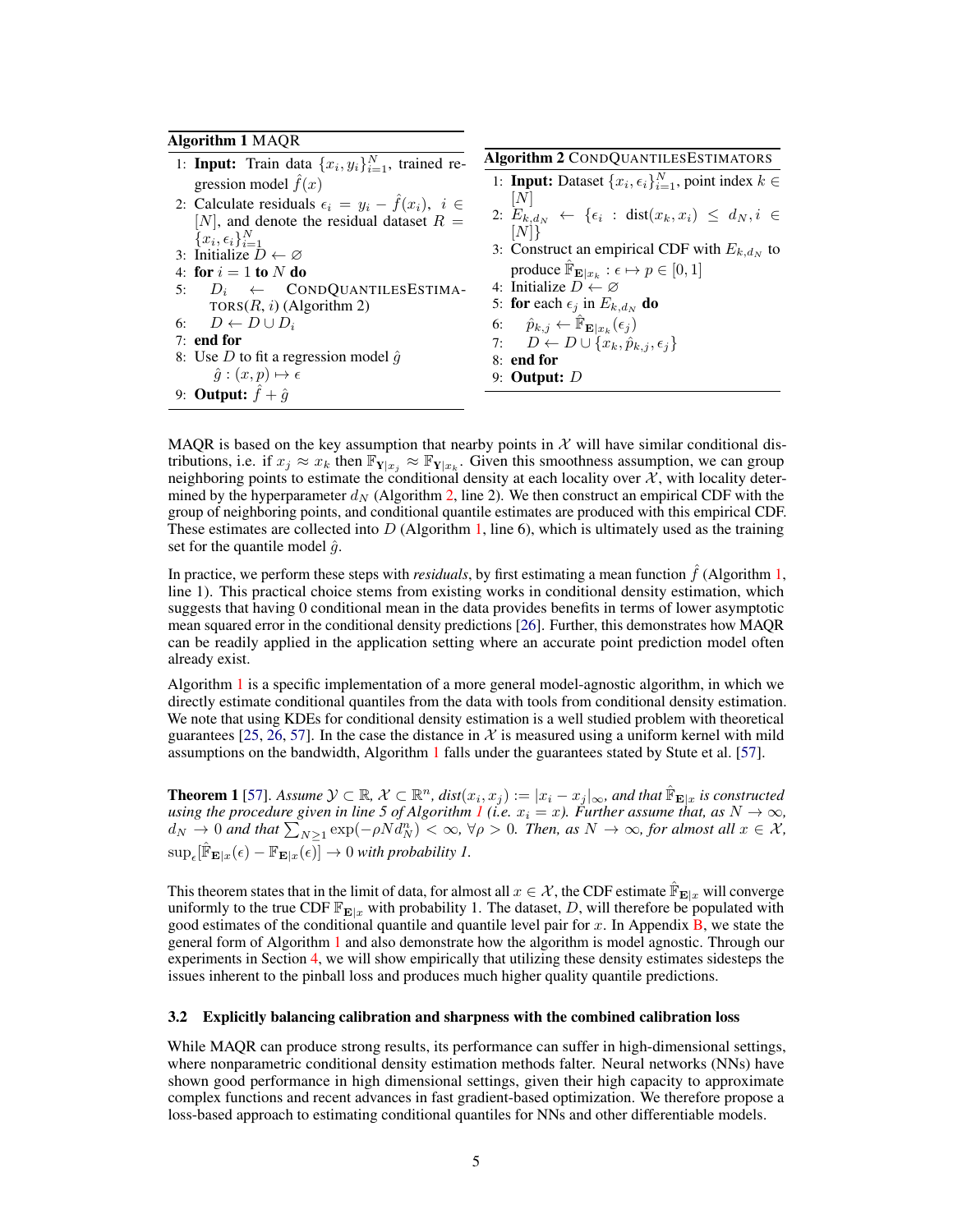**Algorithm 1** MAQR

1: **Input:** Train data $\{x_i, y_i\}_{i=1}^N$, trained regression model $\hat{f}(x)$
2: Calculate residuals $\epsilon_i = y_i - \hat{f}(x_i)$, $i \in [N]$, and denote the residual dataset $R = \{x_i, \epsilon_i\}_{i=1}^N$
3: Initialize $D \leftarrow \varnothing$
4: **for** $i = 1$ **to** $N$ **do**
5: $\quad D_i \leftarrow$ CondQuantilesEstimators$(R, i)$ (Algorithm 2)
6: $\quad D \leftarrow D \cup D_i$
7: **end for**
8: Use $D$ to fit a regression model $\hat{g}$
$\quad \hat{g} : (x, p) \mapsto \epsilon$
9: **Output:** $\hat{f} + \hat{g}$

**Algorithm 2** CondQuantilesEstimators

1: **Input:** Dataset $\{x_i, \epsilon_i\}_{i=1}^N$, point index $k \in [N]$
2: $E_{k,d_N} \leftarrow \{\epsilon_i : \text{dist}(x_k, x_i) \le d_N, i \in [N]\}$
3: Construct an empirical CDF with $E_{k,d_N}$ to produce $\hat{\mathbb{F}}_{\mathbf{E}|x_k} : \epsilon \mapsto p \in [0, 1]$
4: Initialize $D \leftarrow \varnothing$
5: **for** each $\epsilon_j$ in $E_{k,d_N}$ **do**
6: $\quad \hat{p}_{k,j} \leftarrow \hat{\mathbb{F}}_{\mathbf{E}|x_k}(\epsilon_j)$
7: $\quad D \leftarrow D \cup \{x_k, \hat{p}_{k,j}, \epsilon_j\}$
8: **end for**
9: **Output:** $D$

MAQR is based on the key assumption that nearby points in $\mathcal{X}$ will have similar conditional distributions, i.e. if $x_j \approx x_k$ then $\mathbb{F}_{\mathbf{Y}|x_j} \approx \mathbb{F}_{\mathbf{Y}|x_k}$. Given this smoothness assumption, we can group neighboring points to estimate the conditional density at each locality over $\mathcal{X}$, with locality determined by the hyperparameter $d_N$ (Algorithm 2, line 2). We then construct an empirical CDF with the group of neighboring points, and conditional quantile estimates are produced with this empirical CDF. These estimates are collected into $D$ (Algorithm 1, line 6), which is ultimately used as the training set for the quantile model $\hat{g}$.

In practice, we perform these steps with *residuals*, by first estimating a mean function $\hat{f}$ (Algorithm 1, line 1). This practical choice stems from existing works in conditional density estimation, which suggests that having 0 conditional mean in the data provides benefits in terms of lower asymptotic mean squared error in the conditional density predictions [26]. Further, this demonstrates how MAQR can be readily applied in the application setting where an accurate point prediction model often already exist.

Algorithm 1 is a specific implementation of a more general model-agnostic algorithm, in which we directly estimate conditional quantiles from the data with tools from conditional density estimation. We note that using KDEs for conditional density estimation is a well studied problem with theoretical guarantees [25, 26, 57]. In the case the distance in $\mathcal{X}$ is measured using a uniform kernel with mild assumptions on the bandwidth, Algorithm 1 falls under the guarantees stated by Stute et al. [57].

**Theorem 1** [57]. *Assume $\mathcal{Y} \subset \mathbb{R}$, $\mathcal{X} \subset \mathbb{R}^n$, $dist(x_i, x_j) := |x_i - x_j|_\infty$, and that $\hat{\mathbb{F}}_{\mathbf{E}|x}$ is constructed using the procedure given in line 5 of Algorithm 1 (i.e. $x_i = x$). Further assume that, as $N \to \infty$, $d_N \to 0$ and that $\sum_{N \ge 1} \exp(-\rho N d_N^n) < \infty$, $\forall \rho > 0$. Then, as $N \to \infty$, for almost all $x \in \mathcal{X}$, $\sup_\epsilon [\hat{\mathbb{F}}_{\mathbf{E}|x}(\epsilon) - \mathbb{F}_{\mathbf{E}|x}(\epsilon)] \to 0$ with probability 1.*

This theorem states that in the limit of data, for almost all $x \in \mathcal{X}$, the CDF estimate $\hat{\mathbb{F}}_{\mathbf{E}|x}$ will converge uniformly to the true CDF $\mathbb{F}_{\mathbf{E}|x}$ with probability 1. The dataset, $D$, will therefore be populated with good estimates of the conditional quantile and quantile level pair for $x$. In Appendix B, we state the general form of Algorithm 1 and also demonstrate how the algorithm is model agnostic. Through our experiments in Section 4, we will show empirically that utilizing these density estimates sidesteps the issues inherent to the pinball loss and produces much higher quality quantile predictions.

### 3.2 Explicitly balancing calibration and sharpness with the combined calibration loss

While MAQR can produce strong results, its performance can suffer in high-dimensional settings, where nonparametric conditional density estimation methods falter. Neural networks (NNs) have shown good performance in high dimensional settings, given their high capacity to approximate complex functions and recent advances in fast gradient-based optimization. We therefore propose a loss-based approach to estimating conditional quantiles for NNs and other differentiable models.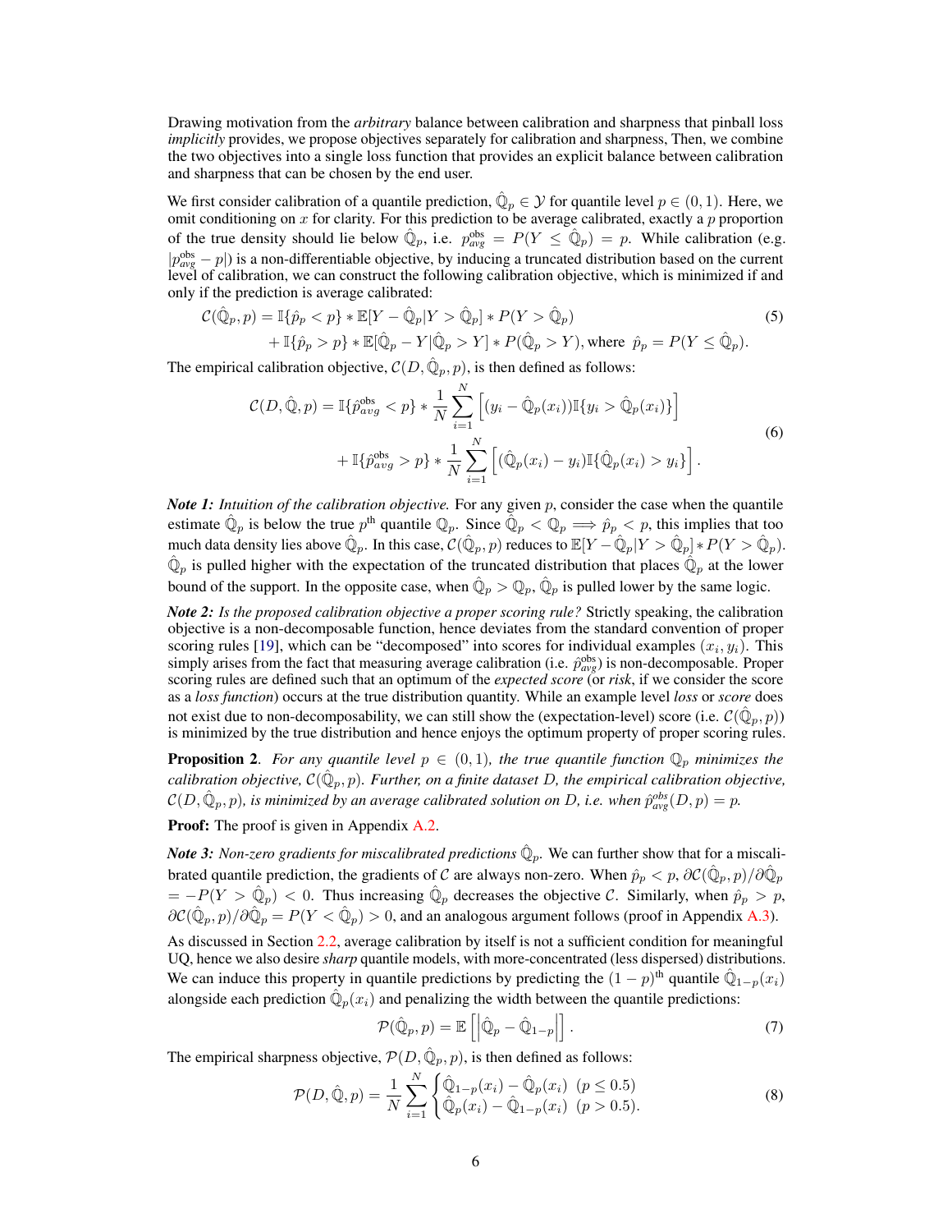Drawing motivation from the *arbitrary* balance between calibration and sharpness that pinball loss *implicitly* provides, we propose objectives separately for calibration and sharpness, Then, we combine the two objectives into a single loss function that provides an explicit balance between calibration and sharpness that can be chosen by the end user.

We first consider calibration of a quantile prediction, $\hat{\mathbb{Q}}_p \in \mathcal{Y}$ for quantile level $p \in (0, 1)$. Here, we omit conditioning on $x$ for clarity. For this prediction to be average calibrated, exactly a $p$ proportion of the true density should lie below $\hat{\mathbb{Q}}_p$, i.e. $p^{\text{obs}}_{avg} = P(Y \leq \hat{\mathbb{Q}}_p) = p$. While calibration (e.g. $|p^{\text{obs}}_{avg} - p|$) is a non-differentiable objective, by inducing a truncated distribution based on the current level of calibration, we can construct the following calibration objective, which is minimized if and only if the prediction is average calibrated:

$$\mathcal{C}(\hat{\mathbb{Q}}_p, p) = \mathbb{I}\{\hat{p}_p < p\} * \mathbb{E}[Y - \hat{\mathbb{Q}}_p | Y > \hat{\mathbb{Q}}_p] * P(Y > \hat{\mathbb{Q}}_p) \\ + \mathbb{I}\{\hat{p}_p > p\} * \mathbb{E}[\hat{\mathbb{Q}}_p - Y | \hat{\mathbb{Q}}_p > Y] * P(\hat{\mathbb{Q}}_p > Y), \text{where } \hat{p}_p = P(Y \leq \hat{\mathbb{Q}}_p). \tag{5}$$

The empirical calibration objective, $\mathcal{C}(D, \hat{\mathbb{Q}}_p, p)$, is then defined as follows:

$$\mathcal{C}(D, \hat{\mathbb{Q}}, p) = \mathbb{I}\{\hat{p}^{\text{obs}}_{avg} < p\} * \frac{1}{N} \sum_{i=1}^{N} \left[ (y_i - \hat{\mathbb{Q}}_p(x_i)) \mathbb{I}\{y_i > \hat{\mathbb{Q}}_p(x_i)\} \right] \\ + \mathbb{I}\{\hat{p}^{\text{obs}}_{avg} > p\} * \frac{1}{N} \sum_{i=1}^{N} \left[ (\hat{\mathbb{Q}}_p(x_i) - y_i) \mathbb{I}\{\hat{\mathbb{Q}}_p(x_i) > y_i\} \right]. \tag{6}$$

***Note 1:** Intuition of the calibration objective.* For any given $p$, consider the case when the quantile estimate $\hat{\mathbb{Q}}_p$ is below the true $p^{\text{th}}$ quantile $\mathbb{Q}_p$. Since $\hat{\mathbb{Q}}_p < \mathbb{Q}_p \implies \hat{p}_p < p$, this implies that too much data density lies above $\hat{\mathbb{Q}}_p$. In this case, $\mathcal{C}(\hat{\mathbb{Q}}_p, p)$ reduces to $\mathbb{E}[Y - \hat{\mathbb{Q}}_p | Y > \hat{\mathbb{Q}}_p] * P(Y > \hat{\mathbb{Q}}_p)$. $\hat{\mathbb{Q}}_p$ is pulled higher with the expectation of the truncated distribution that places $\hat{\mathbb{Q}}_p$ at the lower bound of the support. In the opposite case, when $\hat{\mathbb{Q}}_p > \mathbb{Q}_p$, $\hat{\mathbb{Q}}_p$ is pulled lower by the same logic.

***Note 2:** Is the proposed calibration objective a proper scoring rule?* Strictly speaking, the calibration objective is a non-decomposable function, hence deviates from the standard convention of proper scoring rules [19], which can be "decomposed" into scores for individual examples $(x_i, y_i)$. This simply arises from the fact that measuring average calibration (i.e. $\hat{p}^{\text{obs}}_{avg}$) is non-decomposable. Proper scoring rules are defined such that an optimum of the *expected score* (or *risk*, if we consider the score as a *loss function*) occurs at the true distribution quantity. While an example level *loss* or *score* does not exist due to non-decomposability, we can still show the (expectation-level) score (i.e. $\mathcal{C}(\hat{\mathbb{Q}}_p, p)$) is minimized by the true distribution and hence enjoys the optimum property of proper scoring rules.

**Proposition 2**. *For any quantile level $p \in (0, 1)$, the true quantile function $\mathbb{Q}_p$ minimizes the calibration objective, $\mathcal{C}(\hat{\mathbb{Q}}_p, p)$. Further, on a finite dataset $D$, the empirical calibration objective, $\mathcal{C}(D, \hat{\mathbb{Q}}_p, p)$, is minimized by an average calibrated solution on $D$, i.e. when $\hat{p}^{obs}_{avg}(D, p) = p$.*

**Proof:** The proof is given in Appendix A.2.

***Note 3:** Non-zero gradients for miscalibrated predictions $\hat{\mathbb{Q}}_p$.* We can further show that for a miscalibrated quantile prediction, the gradients of $\mathcal{C}$ are always non-zero. When $\hat{p}_p < p$, $\partial \mathcal{C}(\hat{\mathbb{Q}}_p, p) / \partial \hat{\mathbb{Q}}_p = -P(Y > \hat{\mathbb{Q}}_p) < 0$. Thus increasing $\hat{\mathbb{Q}}_p$ decreases the objective $\mathcal{C}$. Similarly, when $\hat{p}_p > p$, $\partial \mathcal{C}(\hat{\mathbb{Q}}_p, p) / \partial \hat{\mathbb{Q}}_p = P(Y < \hat{\mathbb{Q}}_p) > 0$, and an analogous argument follows (proof in Appendix A.3).

As discussed in Section 2.2, average calibration by itself is not a sufficient condition for meaningful UQ, hence we also desire *sharp* quantile models, with more-concentrated (less dispersed) distributions. We can induce this property in quantile predictions by predicting the $(1-p)^{\text{th}}$ quantile $\hat{\mathbb{Q}}_{1-p}(x_i)$ alongside each prediction $\hat{\mathbb{Q}}_p(x_i)$ and penalizing the width between the quantile predictions:

$$\mathcal{P}(\hat{\mathbb{Q}}_p, p) = \mathbb{E}\left[ \left| \hat{\mathbb{Q}}_p - \hat{\mathbb{Q}}_{1-p} \right| \right]. \tag{7}$$

The empirical sharpness objective, $\mathcal{P}(D, \hat{\mathbb{Q}}_p, p)$, is then defined as follows:

$$\mathcal{P}(D, \hat{\mathbb{Q}}, p) = \frac{1}{N} \sum_{i=1}^{N} \begin{cases} \hat{\mathbb{Q}}_{1-p}(x_i) - \hat{\mathbb{Q}}_p(x_i) & (p \leq 0.5) \\ \hat{\mathbb{Q}}_p(x_i) - \hat{\mathbb{Q}}_{1-p}(x_i) & (p > 0.5). \end{cases} \tag{8}$$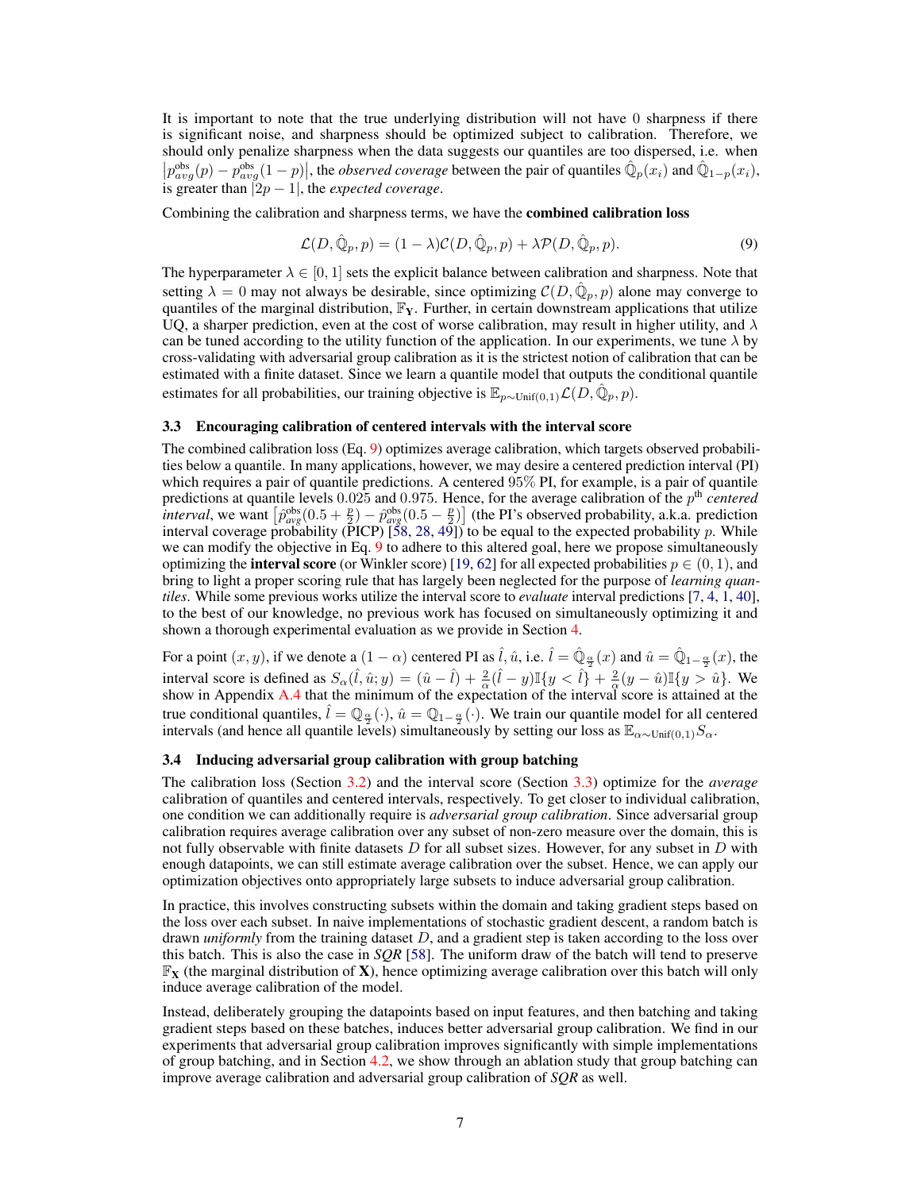It is important to note that the true underlying distribution will not have 0 sharpness if there is significant noise, and sharpness should be optimized subject to calibration. Therefore, we should only penalize sharpness when the data suggests our quantiles are too dispersed, i.e. when $\left|p^{\text{obs}}_{avg}(p) - p^{\text{obs}}_{avg}(1-p)\right|$, the *observed coverage* between the pair of quantiles $\hat{\mathbb{Q}}_p(x_i)$ and $\hat{\mathbb{Q}}_{1-p}(x_i)$, is greater than $|2p-1|$, the *expected coverage*.

Combining the calibration and sharpness terms, we have the **combined calibration loss**

$$\mathcal{L}(D, \hat{\mathbb{Q}}_p, p) = (1-\lambda)\mathcal{C}(D, \hat{\mathbb{Q}}_p, p) + \lambda \mathcal{P}(D, \hat{\mathbb{Q}}_p, p). \tag{9}$$

The hyperparameter $\lambda \in [0,1]$ sets the explicit balance between calibration and sharpness. Note that setting $\lambda = 0$ may not always be desirable, since optimizing $\mathcal{C}(D, \hat{\mathbb{Q}}_p, p)$ alone may converge to quantiles of the marginal distribution, $\mathbb{F}_{\mathbf{Y}}$. Further, in certain downstream applications that utilize UQ, a sharper prediction, even at the cost of worse calibration, may result in higher utility, and $\lambda$ can be tuned according to the utility function of the application. In our experiments, we tune $\lambda$ by cross-validating with adversarial group calibration as it is the strictest notion of calibration that can be estimated with a finite dataset. Since we learn a quantile model that outputs the conditional quantile estimates for all probabilities, our training objective is $\mathbb{E}_{p \sim \text{Unif}(0,1)} \mathcal{L}(D, \hat{\mathbb{Q}}_p, p)$.

### 3.3 Encouraging calibration of centered intervals with the interval score

The combined calibration loss (Eq. 9) optimizes average calibration, which targets observed probabilities below a quantile. In many applications, however, we may desire a centered prediction interval (PI) which requires a pair of quantile predictions. A centered 95% PI, for example, is a pair of quantile predictions at quantile levels 0.025 and 0.975. Hence, for the average calibration of the $p^{\text{th}}$ *centered interval*, we want $\left[\hat{p}^{\text{obs}}_{avg}(0.5+\frac{p}{2}) - \hat{p}^{\text{obs}}_{avg}(0.5-\frac{p}{2})\right]$ (the PI's observed probability, a.k.a. prediction interval coverage probability (PICP) [58, 28, 49]) to be equal to the expected probability $p$. While we can modify the objective in Eq. 9 to adhere to this altered goal, here we propose simultaneously optimizing the **interval score** (or Winkler score) [19, 62] for all expected probabilities $p \in (0,1)$, and bring to light a proper scoring rule that has largely been neglected for the purpose of *learning quantiles*. While some previous works utilize the interval score to *evaluate* interval predictions [7, 4, 1, 40], to the best of our knowledge, no previous work has focused on simultaneously optimizing it and shown a thorough experimental evaluation as we provide in Section 4.

For a point $(x,y)$, if we denote a $(1-\alpha)$ centered PI as $\hat{l}, \hat{u}$, i.e. $\hat{l} = \hat{\mathbb{Q}}_{\frac{\alpha}{2}}(x)$ and $\hat{u} = \hat{\mathbb{Q}}_{1-\frac{\alpha}{2}}(x)$, the interval score is defined as $S_\alpha(\hat{l}, \hat{u}; y) = (\hat{u} - \hat{l}) + \frac{2}{\alpha}(\hat{l} - y)\mathbb{I}\{y < \hat{l}\} + \frac{2}{\alpha}(y - \hat{u})\mathbb{I}\{y > \hat{u}\}$. We show in Appendix A.4 that the minimum of the expectation of the interval score is attained at the true conditional quantiles, $\hat{l} = \mathbb{Q}_{\frac{\alpha}{2}}(\cdot)$, $\hat{u} = \mathbb{Q}_{1-\frac{\alpha}{2}}(\cdot)$. We train our quantile model for all centered intervals (and hence all quantile levels) simultaneously by setting our loss as $\mathbb{E}_{\alpha \sim \text{Unif}(0,1)} S_\alpha$.

### 3.4 Inducing adversarial group calibration with group batching

The calibration loss (Section 3.2) and the interval score (Section 3.3) optimize for the *average* calibration of quantiles and centered intervals, respectively. To get closer to individual calibration, one condition we can additionally require is *adversarial group calibration*. Since adversarial group calibration requires average calibration over any subset of non-zero measure over the domain, this is not fully observable with finite datasets $D$ for all subset sizes. However, for any subset in $D$ with enough datapoints, we can still estimate average calibration over the subset. Hence, we can apply our optimization objectives onto appropriately large subsets to induce adversarial group calibration.

In practice, this involves constructing subsets within the domain and taking gradient steps based on the loss over each subset. In naive implementations of stochastic gradient descent, a random batch is drawn *uniformly* from the training dataset $D$, and a gradient step is taken according to the loss over this batch. This is also the case in *SQR* [58]. The uniform draw of the batch will tend to preserve $\mathbb{F}_{\mathbf{X}}$ (the marginal distribution of $\mathbf{X}$), hence optimizing average calibration over this batch will only induce average calibration of the model.

Instead, deliberately grouping the datapoints based on input features, and then batching and taking gradient steps based on these batches, induces better adversarial group calibration. We find in our experiments that adversarial group calibration improves significantly with simple implementations of group batching, and in Section 4.2, we show through an ablation study that group batching can improve average calibration and adversarial group calibration of *SQR* as well.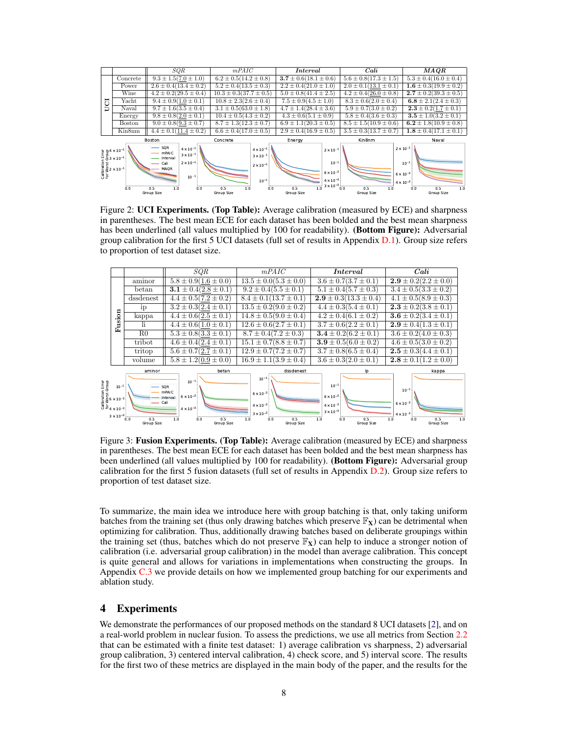| | | *SQR* | *mPAIC* | ***Interval*** | *Cali* | ***MAQR*** |
|---|---|---|---|---|---|---|
| UCI | Concrete | $9.3 \pm 1.5(\underline{7.0} \pm 1.0)$ | $6.2 \pm 0.5(14.2 \pm 0.8)$ | $\mathbf{3.7} \pm 0.6(18.1 \pm 0.6)$ | $5.6 \pm 0.8(17.3 \pm 1.5)$ | $5.3 \pm 0.4(16.0 \pm 0.4)$ |
| | Power | $2.6 \pm 0.4(13.4 \pm 0.2)$ | $5.2 \pm 0.4(13.5 \pm 0.3)$ | $2.2 \pm 0.4(21.0 \pm 1.0)$ | $2.0 \pm 0.1(\underline{13.1} \pm 0.1)$ | $\mathbf{1.6} \pm 0.3(19.9 \pm 0.2)$ |
| | Wine | $4.2 \pm 0.2(29.5 \pm 0.4)$ | $10.3 \pm 0.3(37.7 \pm 0.5)$ | $5.0 \pm 0.8(41.4 \pm 2.5)$ | $4.2 \pm 0.4(\underline{26.0} \pm 0.8)$ | $\mathbf{2.7} \pm 0.2(39.3 \pm 0.5)$ |
| | Yacht | $9.4 \pm 0.9(\underline{1.0} \pm 0.1)$ | $10.8 \pm 2.3(2.6 \pm 0.4)$ | $7.5 \pm 0.9(4.5 \pm 1.0)$ | $8.3 \pm 0.6(2.0 \pm 0.4)$ | $\mathbf{6.8} \pm 2.1(2.4 \pm 0.3)$ |
| | Naval | $9.7 \pm 1.6(3.5 \pm 0.4)$ | $3.1 \pm 0.5(63.0 \pm 1.8)$ | $4.7 \pm 1.4(28.4 \pm 3.6)$ | $5.9 \pm 0.7(3.0 \pm 0.2)$ | $\mathbf{2.3} \pm 0.2(\underline{1.7} \pm 0.1)$ |
| | Energy | $9.8 \pm 0.8(\underline{2.0} \pm 0.1)$ | $10.4 \pm 0.5(4.3 \pm 0.2)$ | $4.3 \pm 0.6(5.1 \pm 0.9)$ | $5.8 \pm 0.4(3.6 \pm 0.3)$ | $\mathbf{3.5} \pm 1.0(3.2 \pm 0.1)$ |
| | Boston | $9.0 \pm 0.8(\underline{9.3} \pm 0.7)$ | $8.7 \pm 1.3(12.3 \pm 0.7)$ | $6.9 \pm 1.1(20.3 \pm 0.5)$ | $8.5 \pm 1.5(10.9 \pm 0.6)$ | $\mathbf{6.2} \pm 1.8(10.9 \pm 0.8)$ |
| | Kin8nm | $4.4 \pm 0.1(\underline{11.4} \pm 0.2)$ | $6.6 \pm 0.4(17.0 \pm 0.5)$ | $2.9 \pm 0.4(16.9 \pm 0.5)$ | $3.5 \pm 0.3(13.7 \pm 0.7)$ | $\mathbf{1.8} \pm 0.4(17.1 \pm 0.1)$ |

Figure 2: **UCI Experiments. (Top Table):** Average calibration (measured by ECE) and sharpness in parentheses. The best mean ECE for each dataset has been bolded and the best mean sharpness has been underlined (all values multiplied by 100 for readability). **(Bottom Figure):** Adversarial group calibration for the first 5 UCI datasets (full set of results in Appendix D.1). Group size refers to proportion of test dataset size.

| | | *SQR* | *mPAIC* | ***Interval*** | ***Cali*** |
|---|---|---|---|---|---|
| **Fusion** | aminor | $5.8 \pm 0.9(\underline{1.6} \pm 0.0)$ | $13.5 \pm 0.0(5.3 \pm 0.0)$ | $3.6 \pm 0.7(3.7 \pm 0.1)$ | $\mathbf{2.9} \pm 0.2(2.2 \pm 0.0)$ |
| | betan | $\mathbf{3.1} \pm 0.4(\underline{2.8} \pm 0.1)$ | $9.2 \pm 0.4(5.5 \pm 0.1)$ | $5.1 \pm 0.4(5.7 \pm 0.3)$ | $3.4 \pm 0.5(3.3 \pm 0.2)$ |
| | dssdenest | $4.4 \pm 0.5(\underline{7.2} \pm 0.2)$ | $8.4 \pm 0.1(13.7 \pm 0.1)$ | $\mathbf{2.9} \pm 0.3(13.3 \pm 0.4)$ | $4.1 \pm 0.5(8.9 \pm 0.3)$ |
| | ip | $3.2 \pm 0.3(\underline{2.4} \pm 0.1)$ | $13.5 \pm 0.2(9.0 \pm 0.2)$ | $4.4 \pm 0.3(5.4 \pm 0.1)$ | $\mathbf{2.3} \pm 0.2(3.8 \pm 0.1)$ |
| | kappa | $4.4 \pm 0.6(\underline{2.5} \pm 0.1)$ | $14.8 \pm 0.5(9.0 \pm 0.4)$ | $4.2 \pm 0.4(6.1 \pm 0.2)$ | $\mathbf{3.6} \pm 0.2(3.4 \pm 0.1)$ |
| | li | $4.4 \pm 0.6(\underline{1.0} \pm 0.1)$ | $12.6 \pm 0.6(2.7 \pm 0.1)$ | $3.7 \pm 0.6(2.2 \pm 0.1)$ | $\mathbf{2.9} \pm 0.4(1.3 \pm 0.1)$ |
| | R0 | $5.3 \pm 0.8(\underline{3.3} \pm 0.1)$ | $8.7 \pm 0.4(7.2 \pm 0.3)$ | $\mathbf{3.4} \pm 0.2(6.2 \pm 0.1)$ | $3.6 \pm 0.2(4.0 \pm 0.3)$ |
| | tribot | $4.6 \pm 0.4(\underline{2.4} \pm 0.1)$ | $15.1 \pm 0.7(8.8 \pm 0.7)$ | $\mathbf{3.9} \pm 0.5(6.0 \pm 0.2)$ | $4.6 \pm 0.5(3.0 \pm 0.2)$ |
| | tritop | $5.6 \pm 0.7(\underline{2.7} \pm 0.1)$ | $12.9 \pm 0.7(7.2 \pm 0.7)$ | $3.7 \pm 0.8(6.5 \pm 0.4)$ | $\mathbf{2.5} \pm 0.3(4.4 \pm 0.1)$ |
| | volume | $5.8 \pm 1.2(\underline{0.9} \pm 0.0)$ | $16.9 \pm 1.1(3.9 \pm 0.4)$ | $3.6 \pm 0.3(2.0 \pm 0.1)$ | $\mathbf{2.8} \pm 0.1(1.2 \pm 0.0)$ |

Figure 3: **Fusion Experiments. (Top Table):** Average calibration (measured by ECE) and sharpness in parentheses. The best mean ECE for each dataset has been bolded and the best mean sharpness has been underlined (all values multiplied by 100 for readability). **(Bottom Figure):** Adversarial group calibration for the first 5 fusion datasets (full set of results in Appendix D.2). Group size refers to proportion of test dataset size.

To summarize, the main idea we introduce here with group batching is that, only taking uniform batches from the training set (thus only drawing batches which preserve $\mathbb{F}_{\mathbf{X}}$) can be detrimental when optimizing for calibration. Thus, additionally drawing batches based on deliberate groupings within the training set (thus, batches which do not preserve $\mathbb{F}_{\mathbf{X}}$) can help to induce a stronger notion of calibration (i.e. adversarial group calibration) in the model than average calibration. This concept is quite general and allows for variations in implementations when constructing the groups. In Appendix C.3 we provide details on how we implemented group batching for our experiments and ablation study.

## 4 Experiments

We demonstrate the performances of our proposed methods on the standard 8 UCI datasets [2], and on a real-world problem in nuclear fusion. To assess the predictions, we use all metrics from Section 2.2 that can be estimated with a finite test dataset: 1) average calibration vs sharpness, 2) adversarial group calibration, 3) centered interval calibration, 4) check score, and 5) interval score. The results for the first two of these metrics are displayed in the main body of the paper, and the results for the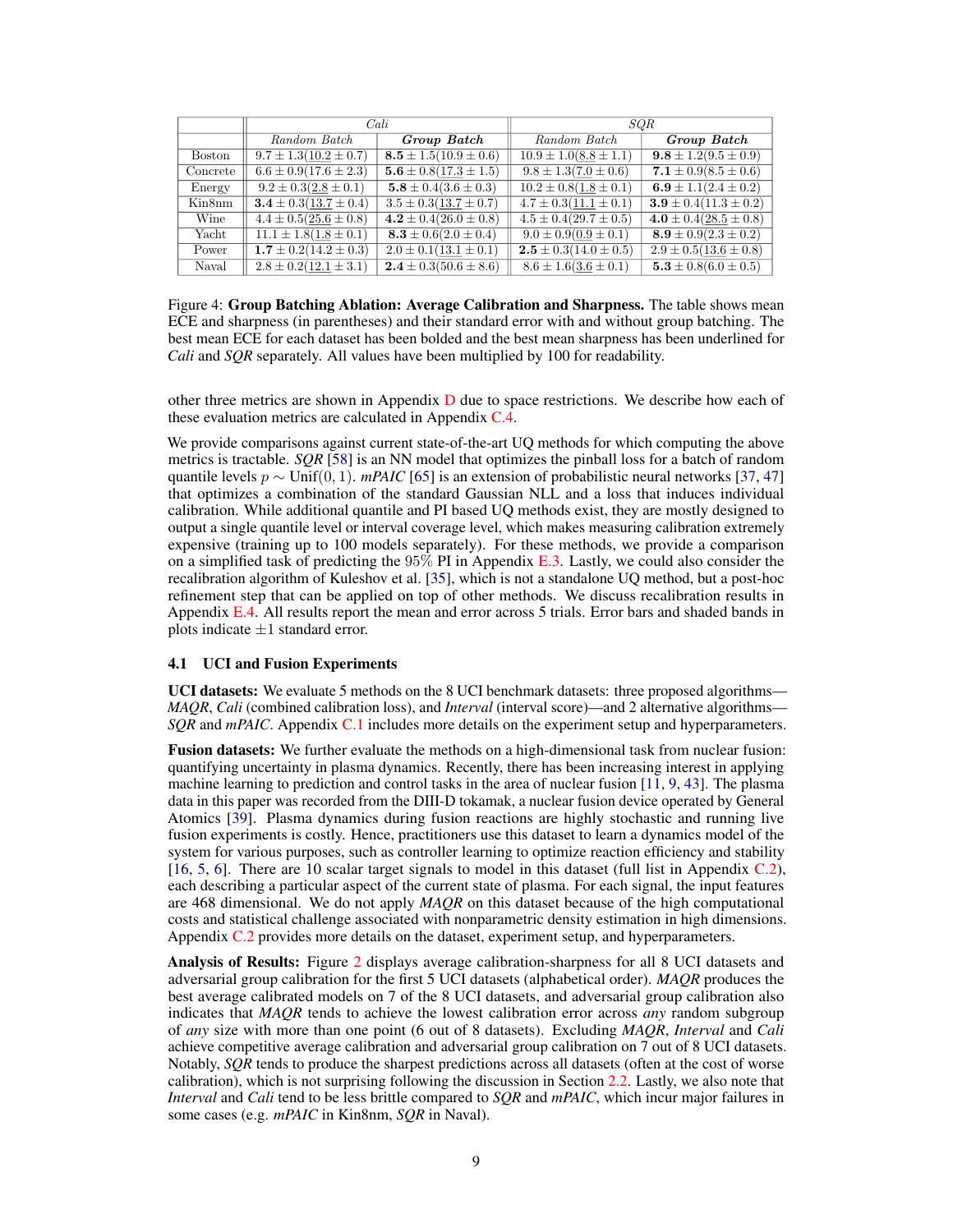| | *Cali* | | *SQR* | |
|---|---|---|---|---|
| | *Random Batch* | ***Group Batch*** | *Random Batch* | ***Group Batch*** |
| Boston | $9.7 \pm 1.3(\underline{10.2} \pm 0.7)$ | $\mathbf{8.5} \pm 1.5(10.9 \pm 0.6)$ | $10.9 \pm 1.0(\underline{8.8} \pm 1.1)$ | $\mathbf{9.8} \pm 1.2(9.5 \pm 0.9)$ |
| Concrete | $6.6 \pm 0.9(17.6 \pm 2.3)$ | $\mathbf{5.6} \pm 0.8(\underline{17.3} \pm 1.5)$ | $9.8 \pm 1.3(\underline{7.0} \pm 0.6)$ | $\mathbf{7.1} \pm 0.9(8.5 \pm 0.6)$ |
| Energy | $9.2 \pm 0.3(\underline{2.8} \pm 0.1)$ | $\mathbf{5.8} \pm 0.4(3.6 \pm 0.3)$ | $10.2 \pm 0.8(\underline{1.8} \pm 0.1)$ | $\mathbf{6.9} \pm 1.1(2.4 \pm 0.2)$ |
| Kin8nm | $\mathbf{3.4} \pm 0.3(\underline{13.7} \pm 0.4)$ | $3.5 \pm 0.3(\underline{13.7} \pm 0.7)$ | $4.7 \pm 0.3(\underline{11.1} \pm 0.1)$ | $\mathbf{3.9} \pm 0.4(11.3 \pm 0.2)$ |
| Wine | $4.4 \pm 0.5(\underline{25.6} \pm 0.8)$ | $\mathbf{4.2} \pm 0.4(26.0 \pm 0.8)$ | $4.5 \pm 0.4(29.7 \pm 0.5)$ | $\mathbf{4.0} \pm 0.4(\underline{28.5} \pm 0.8)$ |
| Yacht | $11.1 \pm 1.8(\underline{1.8} \pm 0.1)$ | $\mathbf{8.3} \pm 0.6(2.0 \pm 0.4)$ | $9.0 \pm 0.9(\underline{0.9} \pm 0.1)$ | $\mathbf{8.9} \pm 0.9(2.3 \pm 0.2)$ |
| Power | $\mathbf{1.7} \pm 0.2(14.2 \pm 0.3)$ | $2.0 \pm 0.1(\underline{13.1} \pm 0.1)$ | $\mathbf{2.5} \pm 0.3(14.0 \pm 0.5)$ | $2.9 \pm 0.5(\underline{13.6} \pm 0.8)$ |
| Naval | $2.8 \pm 0.2(\underline{12.1} \pm 3.1)$ | $\mathbf{2.4} \pm 0.3(50.6 \pm 8.6)$ | $8.6 \pm 1.6(\underline{3.6} \pm 0.1)$ | $\mathbf{5.3} \pm 0.8(6.0 \pm 0.5)$ |

Figure 4: **Group Batching Ablation: Average Calibration and Sharpness.** The table shows mean ECE and sharpness (in parentheses) and their standard error with and without group batching. The best mean ECE for each dataset has been bolded and the best mean sharpness has been underlined for *Cali* and *SQR* separately. All values have been multiplied by 100 for readability.

other three metrics are shown in Appendix D due to space restrictions. We describe how each of these evaluation metrics are calculated in Appendix C.4.

We provide comparisons against current state-of-the-art UQ methods for which computing the above metrics is tractable. *SQR* [58] is an NN model that optimizes the pinball loss for a batch of random quantile levels $p \sim \text{Unif}(0, 1)$. *mPAIC* [65] is an extension of probabilistic neural networks [37, 47] that optimizes a combination of the standard Gaussian NLL and a loss that induces individual calibration. While additional quantile and PI based UQ methods exist, they are mostly designed to output a single quantile level or interval coverage level, which makes measuring calibration extremely expensive (training up to 100 models separately). For these methods, we provide a comparison on a simplified task of predicting the 95% PI in Appendix E.3. Lastly, we could also consider the recalibration algorithm of Kuleshov et al. [35], which is not a standalone UQ method, but a post-hoc refinement step that can be applied on top of other methods. We discuss recalibration results in Appendix E.4. All results report the mean and error across 5 trials. Error bars and shaded bands in plots indicate $\pm 1$ standard error.

### 4.1 UCI and Fusion Experiments

**UCI datasets:** We evaluate 5 methods on the 8 UCI benchmark datasets: three proposed algorithms—*MAQR*, *Cali* (combined calibration loss), and *Interval* (interval score)—and 2 alternative algorithms—*SQR* and *mPAIC*. Appendix C.1 includes more details on the experiment setup and hyperparameters.

**Fusion datasets:** We further evaluate the methods on a high-dimensional task from nuclear fusion: quantifying uncertainty in plasma dynamics. Recently, there has been increasing interest in applying machine learning to prediction and control tasks in the area of nuclear fusion [11, 9, 43]. The plasma data in this paper was recorded from the DIII-D tokamak, a nuclear fusion device operated by General Atomics [39]. Plasma dynamics during fusion reactions are highly stochastic and running live fusion experiments is costly. Hence, practitioners use this dataset to learn a dynamics model of the system for various purposes, such as controller learning to optimize reaction efficiency and stability [16, 5, 6]. There are 10 scalar target signals to model in this dataset (full list in Appendix C.2), each describing a particular aspect of the current state of plasma. For each signal, the input features are 468 dimensional. We do not apply *MAQR* on this dataset because of the high computational costs and statistical challenge associated with nonparametric density estimation in high dimensions. Appendix C.2 provides more details on the dataset, experiment setup, and hyperparameters.

**Analysis of Results:** Figure 2 displays average calibration-sharpness for all 8 UCI datasets and adversarial group calibration for the first 5 UCI datasets (alphabetical order). *MAQR* produces the best average calibrated models on 7 of the 8 UCI datasets, and adversarial group calibration also indicates that *MAQR* tends to achieve the lowest calibration error across *any* random subgroup of *any* size with more than one point (6 out of 8 datasets). Excluding *MAQR*, *Interval* and *Cali* achieve competitive average calibration and adversarial group calibration on 7 out of 8 UCI datasets. Notably, *SQR* tends to produce the sharpest predictions across all datasets (often at the cost of worse calibration), which is not surprising following the discussion in Section 2.2. Lastly, we also note that *Interval* and *Cali* tend to be less brittle compared to *SQR* and *mPAIC*, which incur major failures in some cases (e.g. *mPAIC* in Kin8nm, *SQR* in Naval).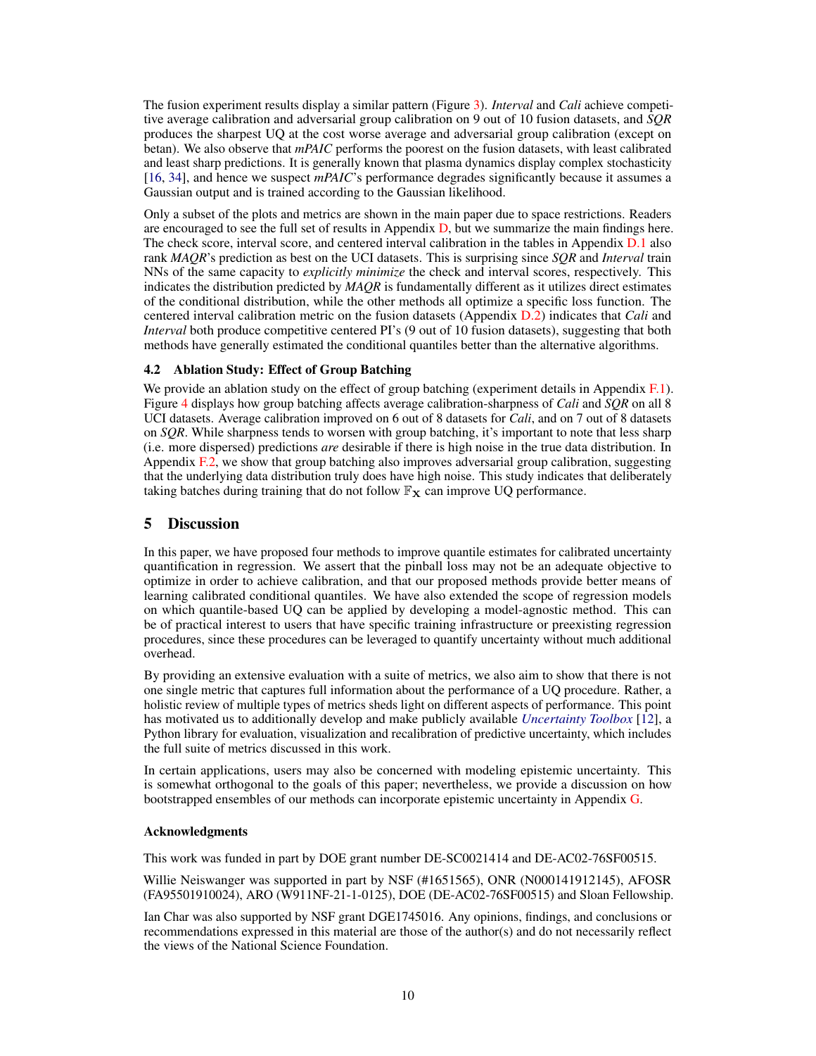The fusion experiment results display a similar pattern (Figure 3). *Interval* and *Cali* achieve competitive average calibration and adversarial group calibration on 9 out of 10 fusion datasets, and *SQR* produces the sharpest UQ at the cost worse average and adversarial group calibration (except on betan). We also observe that *mPAIC* performs the poorest on the fusion datasets, with least calibrated and least sharp predictions. It is generally known that plasma dynamics display complex stochasticity [16, 34], and hence we suspect *mPAIC*'s performance degrades significantly because it assumes a Gaussian output and is trained according to the Gaussian likelihood.

Only a subset of the plots and metrics are shown in the main paper due to space restrictions. Readers are encouraged to see the full set of results in Appendix D, but we summarize the main findings here. The check score, interval score, and centered interval calibration in the tables in Appendix D.1 also rank *MAQR*'s prediction as best on the UCI datasets. This is surprising since *SQR* and *Interval* train NNs of the same capacity to *explicitly minimize* the check and interval scores, respectively. This indicates the distribution predicted by *MAQR* is fundamentally different as it utilizes direct estimates of the conditional distribution, while the other methods all optimize a specific loss function. The centered interval calibration metric on the fusion datasets (Appendix D.2) indicates that *Cali* and *Interval* both produce competitive centered PI's (9 out of 10 fusion datasets), suggesting that both methods have generally estimated the conditional quantiles better than the alternative algorithms.

### 4.2 Ablation Study: Effect of Group Batching

We provide an ablation study on the effect of group batching (experiment details in Appendix F.1). Figure 4 displays how group batching affects average calibration-sharpness of *Cali* and *SQR* on all 8 UCI datasets. Average calibration improved on 6 out of 8 datasets for *Cali*, and on 7 out of 8 datasets on *SQR*. While sharpness tends to worsen with group batching, it's important to note that less sharp (i.e. more dispersed) predictions *are* desirable if there is high noise in the true data distribution. In Appendix F.2, we show that group batching also improves adversarial group calibration, suggesting that the underlying data distribution truly does have high noise. This study indicates that deliberately taking batches during training that do not follow $\mathbb{F}_{\mathbf{X}}$ can improve UQ performance.

## 5 Discussion

In this paper, we have proposed four methods to improve quantile estimates for calibrated uncertainty quantification in regression. We assert that the pinball loss may not be an adequate objective to optimize in order to achieve calibration, and that our proposed methods provide better means of learning calibrated conditional quantiles. We have also extended the scope of regression models on which quantile-based UQ can be applied by developing a model-agnostic method. This can be of practical interest to users that have specific training infrastructure or preexisting regression procedures, since these procedures can be leveraged to quantify uncertainty without much additional overhead.

By providing an extensive evaluation with a suite of metrics, we also aim to show that there is not one single metric that captures full information about the performance of a UQ procedure. Rather, a holistic review of multiple types of metrics sheds light on different aspects of performance. This point has motivated us to additionally develop and make publicly available *Uncertainty Toolbox* [12], a Python library for evaluation, visualization and recalibration of predictive uncertainty, which includes the full suite of metrics discussed in this work.

In certain applications, users may also be concerned with modeling epistemic uncertainty. This is somewhat orthogonal to the goals of this paper; nevertheless, we provide a discussion on how bootstrapped ensembles of our methods can incorporate epistemic uncertainty in Appendix G.

#### Acknowledgments

This work was funded in part by DOE grant number DE-SC0021414 and DE-AC02-76SF00515.

Willie Neiswanger was supported in part by NSF (#1651565), ONR (N000141912145), AFOSR (FA95501910024), ARO (W911NF-21-1-0125), DOE (DE-AC02-76SF00515) and Sloan Fellowship.

Ian Char was also supported by NSF grant DGE1745016. Any opinions, findings, and conclusions or recommendations expressed in this material are those of the author(s) and do not necessarily reflect the views of the National Science Foundation.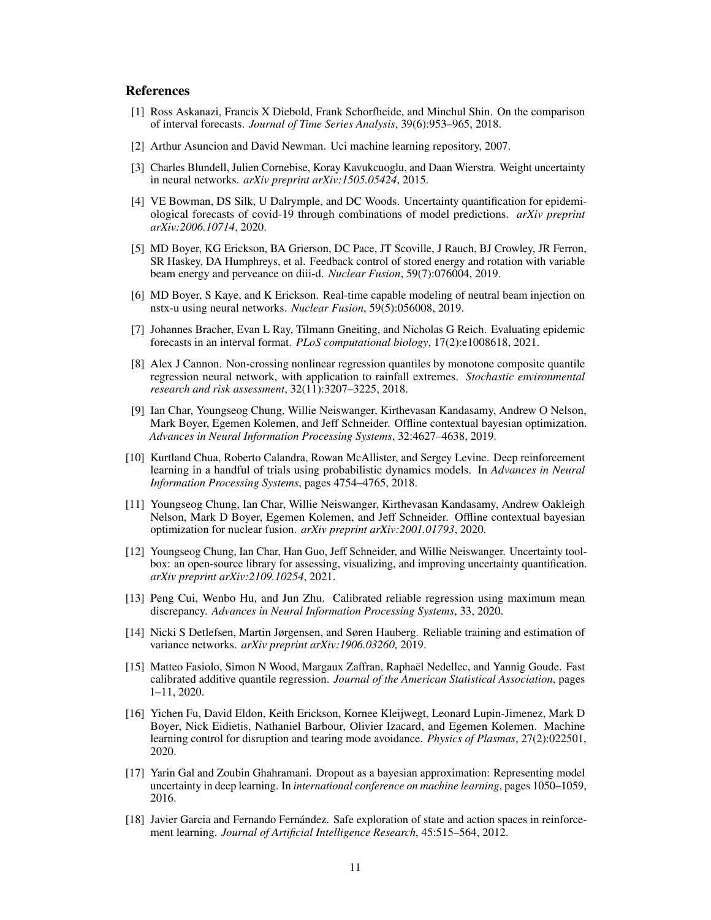## References

[1] Ross Askanazi, Francis X Diebold, Frank Schorfheide, and Minchul Shin. On the comparison of interval forecasts. *Journal of Time Series Analysis*, 39(6):953–965, 2018.

[2] Arthur Asuncion and David Newman. Uci machine learning repository, 2007.

[3] Charles Blundell, Julien Cornebise, Koray Kavukcuoglu, and Daan Wierstra. Weight uncertainty in neural networks. *arXiv preprint arXiv:1505.05424*, 2015.

[4] VE Bowman, DS Silk, U Dalrymple, and DC Woods. Uncertainty quantification for epidemiological forecasts of covid-19 through combinations of model predictions. *arXiv preprint arXiv:2006.10714*, 2020.

[5] MD Boyer, KG Erickson, BA Grierson, DC Pace, JT Scoville, J Rauch, BJ Crowley, JR Ferron, SR Haskey, DA Humphreys, et al. Feedback control of stored energy and rotation with variable beam energy and perveance on diii-d. *Nuclear Fusion*, 59(7):076004, 2019.

[6] MD Boyer, S Kaye, and K Erickson. Real-time capable modeling of neutral beam injection on nstx-u using neural networks. *Nuclear Fusion*, 59(5):056008, 2019.

[7] Johannes Bracher, Evan L Ray, Tilmann Gneiting, and Nicholas G Reich. Evaluating epidemic forecasts in an interval format. *PLoS computational biology*, 17(2):e1008618, 2021.

[8] Alex J Cannon. Non-crossing nonlinear regression quantiles by monotone composite quantile regression neural network, with application to rainfall extremes. *Stochastic environmental research and risk assessment*, 32(11):3207–3225, 2018.

[9] Ian Char, Youngseog Chung, Willie Neiswanger, Kirthevasan Kandasamy, Andrew O Nelson, Mark Boyer, Egemen Kolemen, and Jeff Schneider. Offline contextual bayesian optimization. *Advances in Neural Information Processing Systems*, 32:4627–4638, 2019.

[10] Kurtland Chua, Roberto Calandra, Rowan McAllister, and Sergey Levine. Deep reinforcement learning in a handful of trials using probabilistic dynamics models. In *Advances in Neural Information Processing Systems*, pages 4754–4765, 2018.

[11] Youngseog Chung, Ian Char, Willie Neiswanger, Kirthevasan Kandasamy, Andrew Oakleigh Nelson, Mark D Boyer, Egemen Kolemen, and Jeff Schneider. Offline contextual bayesian optimization for nuclear fusion. *arXiv preprint arXiv:2001.01793*, 2020.

[12] Youngseog Chung, Ian Char, Han Guo, Jeff Schneider, and Willie Neiswanger. Uncertainty toolbox: an open-source library for assessing, visualizing, and improving uncertainty quantification. *arXiv preprint arXiv:2109.10254*, 2021.

[13] Peng Cui, Wenbo Hu, and Jun Zhu. Calibrated reliable regression using maximum mean discrepancy. *Advances in Neural Information Processing Systems*, 33, 2020.

[14] Nicki S Detlefsen, Martin Jørgensen, and Søren Hauberg. Reliable training and estimation of variance networks. *arXiv preprint arXiv:1906.03260*, 2019.

[15] Matteo Fasiolo, Simon N Wood, Margaux Zaffran, Raphaël Nedellec, and Yannig Goude. Fast calibrated additive quantile regression. *Journal of the American Statistical Association*, pages 1–11, 2020.

[16] Yichen Fu, David Eldon, Keith Erickson, Kornee Kleijwegt, Leonard Lupin-Jimenez, Mark D Boyer, Nick Eidietis, Nathaniel Barbour, Olivier Izacard, and Egemen Kolemen. Machine learning control for disruption and tearing mode avoidance. *Physics of Plasmas*, 27(2):022501, 2020.

[17] Yarin Gal and Zoubin Ghahramani. Dropout as a bayesian approximation: Representing model uncertainty in deep learning. In *international conference on machine learning*, pages 1050–1059, 2016.

[18] Javier Garcia and Fernando Fernández. Safe exploration of state and action spaces in reinforcement learning. *Journal of Artificial Intelligence Research*, 45:515–564, 2012.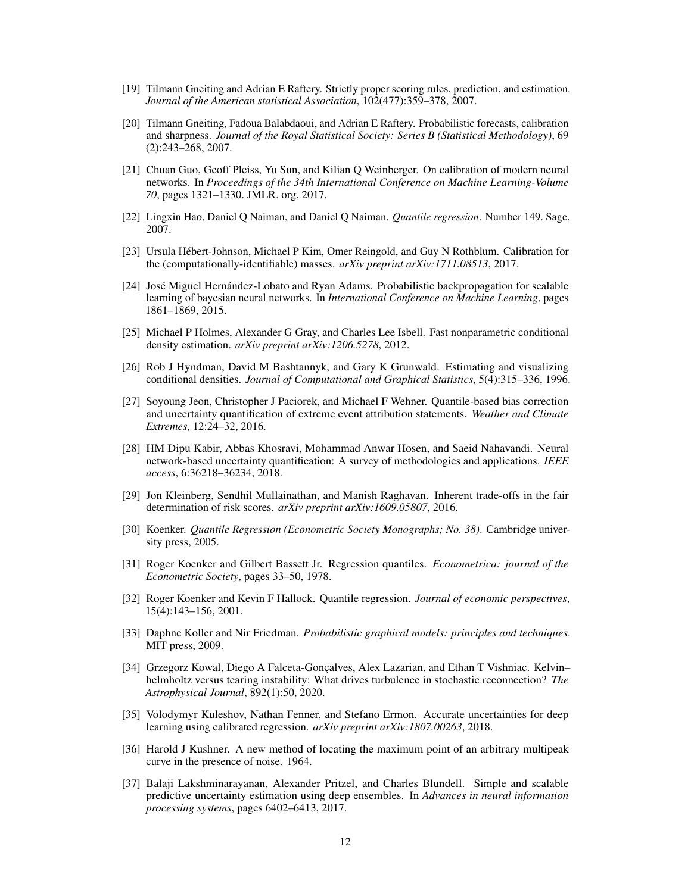[19] Tilmann Gneiting and Adrian E Raftery. Strictly proper scoring rules, prediction, and estimation. *Journal of the American statistical Association*, 102(477):359–378, 2007.

[20] Tilmann Gneiting, Fadoua Balabdaoui, and Adrian E Raftery. Probabilistic forecasts, calibration and sharpness. *Journal of the Royal Statistical Society: Series B (Statistical Methodology)*, 69 (2):243–268, 2007.

[21] Chuan Guo, Geoff Pleiss, Yu Sun, and Kilian Q Weinberger. On calibration of modern neural networks. In *Proceedings of the 34th International Conference on Machine Learning-Volume 70*, pages 1321–1330. JMLR. org, 2017.

[22] Lingxin Hao, Daniel Q Naiman, and Daniel Q Naiman. *Quantile regression*. Number 149. Sage, 2007.

[23] Ursula Hébert-Johnson, Michael P Kim, Omer Reingold, and Guy N Rothblum. Calibration for the (computationally-identifiable) masses. *arXiv preprint arXiv:1711.08513*, 2017.

[24] José Miguel Hernández-Lobato and Ryan Adams. Probabilistic backpropagation for scalable learning of bayesian neural networks. In *International Conference on Machine Learning*, pages 1861–1869, 2015.

[25] Michael P Holmes, Alexander G Gray, and Charles Lee Isbell. Fast nonparametric conditional density estimation. *arXiv preprint arXiv:1206.5278*, 2012.

[26] Rob J Hyndman, David M Bashtannyk, and Gary K Grunwald. Estimating and visualizing conditional densities. *Journal of Computational and Graphical Statistics*, 5(4):315–336, 1996.

[27] Soyoung Jeon, Christopher J Paciorek, and Michael F Wehner. Quantile-based bias correction and uncertainty quantification of extreme event attribution statements. *Weather and Climate Extremes*, 12:24–32, 2016.

[28] HM Dipu Kabir, Abbas Khosravi, Mohammad Anwar Hosen, and Saeid Nahavandi. Neural network-based uncertainty quantification: A survey of methodologies and applications. *IEEE access*, 6:36218–36234, 2018.

[29] Jon Kleinberg, Sendhil Mullainathan, and Manish Raghavan. Inherent trade-offs in the fair determination of risk scores. *arXiv preprint arXiv:1609.05807*, 2016.

[30] Koenker. *Quantile Regression (Econometric Society Monographs; No. 38)*. Cambridge university press, 2005.

[31] Roger Koenker and Gilbert Bassett Jr. Regression quantiles. *Econometrica: journal of the Econometric Society*, pages 33–50, 1978.

[32] Roger Koenker and Kevin F Hallock. Quantile regression. *Journal of economic perspectives*, 15(4):143–156, 2001.

[33] Daphne Koller and Nir Friedman. *Probabilistic graphical models: principles and techniques*. MIT press, 2009.

[34] Grzegorz Kowal, Diego A Falceta-Gonçalves, Alex Lazarian, and Ethan T Vishniac. Kelvin–helmholtz versus tearing instability: What drives turbulence in stochastic reconnection? *The Astrophysical Journal*, 892(1):50, 2020.

[35] Volodymyr Kuleshov, Nathan Fenner, and Stefano Ermon. Accurate uncertainties for deep learning using calibrated regression. *arXiv preprint arXiv:1807.00263*, 2018.

[36] Harold J Kushner. A new method of locating the maximum point of an arbitrary multipeak curve in the presence of noise. 1964.

[37] Balaji Lakshminarayanan, Alexander Pritzel, and Charles Blundell. Simple and scalable predictive uncertainty estimation using deep ensembles. In *Advances in neural information processing systems*, pages 6402–6413, 2017.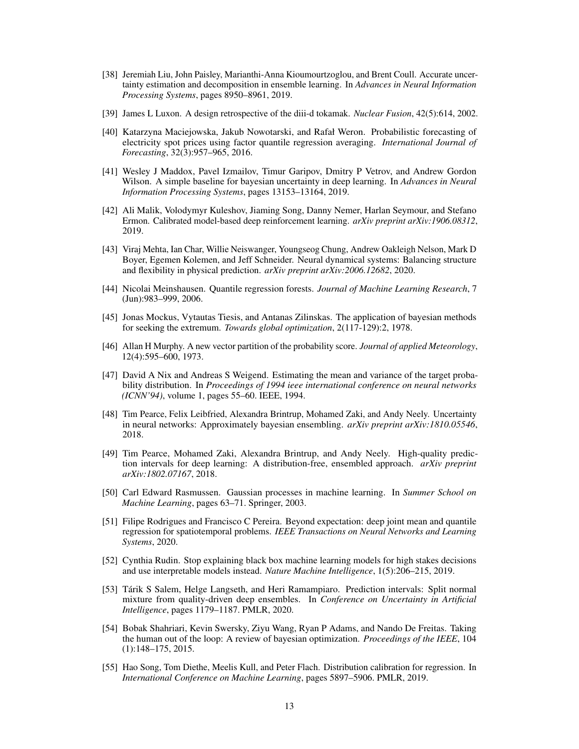[38] Jeremiah Liu, John Paisley, Marianthi-Anna Kioumourtzoglou, and Brent Coull. Accurate uncertainty estimation and decomposition in ensemble learning. In *Advances in Neural Information Processing Systems*, pages 8950–8961, 2019.

[39] James L Luxon. A design retrospective of the diii-d tokamak. *Nuclear Fusion*, 42(5):614, 2002.

[40] Katarzyna Maciejowska, Jakub Nowotarski, and Rafał Weron. Probabilistic forecasting of electricity spot prices using factor quantile regression averaging. *International Journal of Forecasting*, 32(3):957–965, 2016.

[41] Wesley J Maddox, Pavel Izmailov, Timur Garipov, Dmitry P Vetrov, and Andrew Gordon Wilson. A simple baseline for bayesian uncertainty in deep learning. In *Advances in Neural Information Processing Systems*, pages 13153–13164, 2019.

[42] Ali Malik, Volodymyr Kuleshov, Jiaming Song, Danny Nemer, Harlan Seymour, and Stefano Ermon. Calibrated model-based deep reinforcement learning. *arXiv preprint arXiv:1906.08312*, 2019.

[43] Viraj Mehta, Ian Char, Willie Neiswanger, Youngseog Chung, Andrew Oakleigh Nelson, Mark D Boyer, Egemen Kolemen, and Jeff Schneider. Neural dynamical systems: Balancing structure and flexibility in physical prediction. *arXiv preprint arXiv:2006.12682*, 2020.

[44] Nicolai Meinshausen. Quantile regression forests. *Journal of Machine Learning Research*, 7 (Jun):983–999, 2006.

[45] Jonas Mockus, Vytautas Tiesis, and Antanas Zilinskas. The application of bayesian methods for seeking the extremum. *Towards global optimization*, 2(117-129):2, 1978.

[46] Allan H Murphy. A new vector partition of the probability score. *Journal of applied Meteorology*, 12(4):595–600, 1973.

[47] David A Nix and Andreas S Weigend. Estimating the mean and variance of the target probability distribution. In *Proceedings of 1994 ieee international conference on neural networks (ICNN'94)*, volume 1, pages 55–60. IEEE, 1994.

[48] Tim Pearce, Felix Leibfried, Alexandra Brintrup, Mohamed Zaki, and Andy Neely. Uncertainty in neural networks: Approximately bayesian ensembling. *arXiv preprint arXiv:1810.05546*, 2018.

[49] Tim Pearce, Mohamed Zaki, Alexandra Brintrup, and Andy Neely. High-quality prediction intervals for deep learning: A distribution-free, ensembled approach. *arXiv preprint arXiv:1802.07167*, 2018.

[50] Carl Edward Rasmussen. Gaussian processes in machine learning. In *Summer School on Machine Learning*, pages 63–71. Springer, 2003.

[51] Filipe Rodrigues and Francisco C Pereira. Beyond expectation: deep joint mean and quantile regression for spatiotemporal problems. *IEEE Transactions on Neural Networks and Learning Systems*, 2020.

[52] Cynthia Rudin. Stop explaining black box machine learning models for high stakes decisions and use interpretable models instead. *Nature Machine Intelligence*, 1(5):206–215, 2019.

[53] Tárik S Salem, Helge Langseth, and Heri Ramampiaro. Prediction intervals: Split normal mixture from quality-driven deep ensembles. In *Conference on Uncertainty in Artificial Intelligence*, pages 1179–1187. PMLR, 2020.

[54] Bobak Shahriari, Kevin Swersky, Ziyu Wang, Ryan P Adams, and Nando De Freitas. Taking the human out of the loop: A review of bayesian optimization. *Proceedings of the IEEE*, 104 (1):148–175, 2015.

[55] Hao Song, Tom Diethe, Meelis Kull, and Peter Flach. Distribution calibration for regression. In *International Conference on Machine Learning*, pages 5897–5906. PMLR, 2019.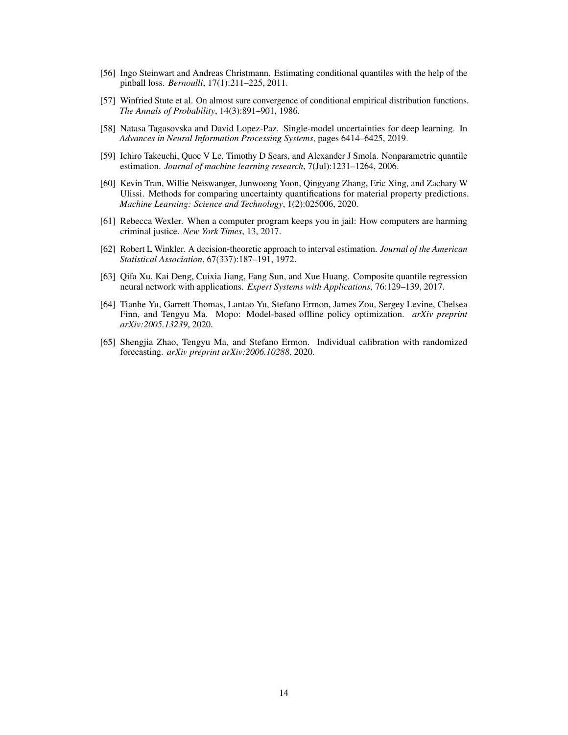[56] Ingo Steinwart and Andreas Christmann. Estimating conditional quantiles with the help of the pinball loss. *Bernoulli*, 17(1):211–225, 2011.

[57] Winfried Stute et al. On almost sure convergence of conditional empirical distribution functions. *The Annals of Probability*, 14(3):891–901, 1986.

[58] Natasa Tagasovska and David Lopez-Paz. Single-model uncertainties for deep learning. In *Advances in Neural Information Processing Systems*, pages 6414–6425, 2019.

[59] Ichiro Takeuchi, Quoc V Le, Timothy D Sears, and Alexander J Smola. Nonparametric quantile estimation. *Journal of machine learning research*, 7(Jul):1231–1264, 2006.

[60] Kevin Tran, Willie Neiswanger, Junwoong Yoon, Qingyang Zhang, Eric Xing, and Zachary W Ulissi. Methods for comparing uncertainty quantifications for material property predictions. *Machine Learning: Science and Technology*, 1(2):025006, 2020.

[61] Rebecca Wexler. When a computer program keeps you in jail: How computers are harming criminal justice. *New York Times*, 13, 2017.

[62] Robert L Winkler. A decision-theoretic approach to interval estimation. *Journal of the American Statistical Association*, 67(337):187–191, 1972.

[63] Qifa Xu, Kai Deng, Cuixia Jiang, Fang Sun, and Xue Huang. Composite quantile regression neural network with applications. *Expert Systems with Applications*, 76:129–139, 2017.

[64] Tianhe Yu, Garrett Thomas, Lantao Yu, Stefano Ermon, James Zou, Sergey Levine, Chelsea Finn, and Tengyu Ma. Mopo: Model-based offline policy optimization. *arXiv preprint arXiv:2005.13239*, 2020.

[65] Shengjia Zhao, Tengyu Ma, and Stefano Ermon. Individual calibration with randomized forecasting. *arXiv preprint arXiv:2006.10288*, 2020.